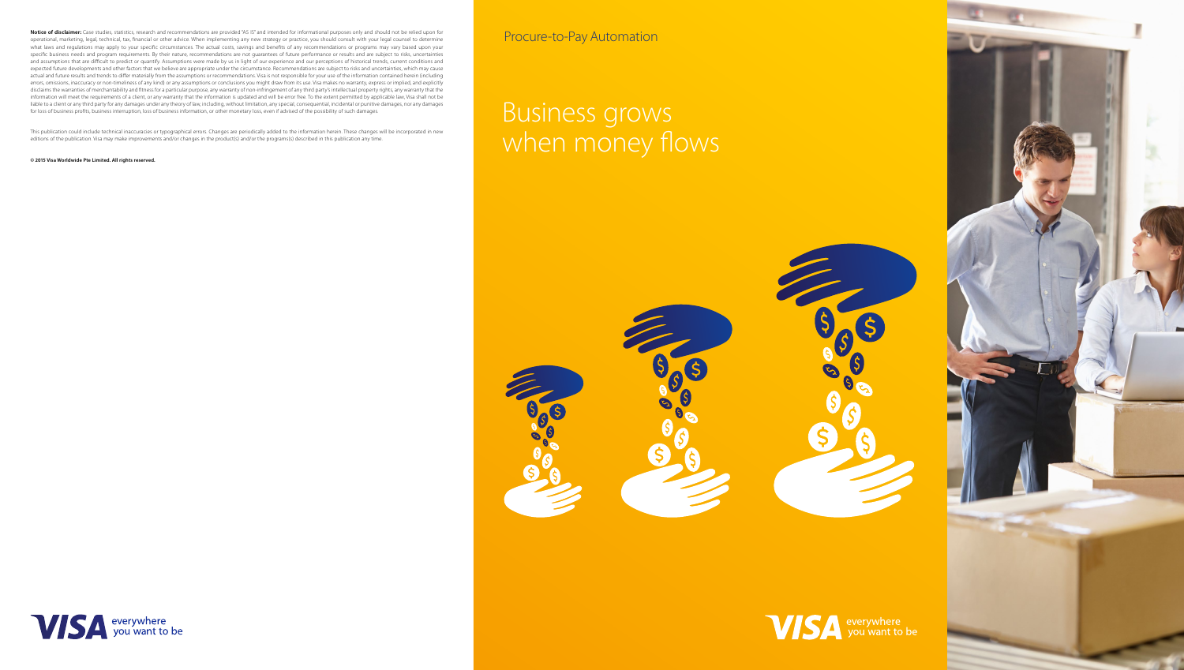**Notice of disclaimer:** Case studies, statistics, research and recommendations are provided "AS IS" and intended for informational purposes only and should not be relied upon for operational, marketing, legal, technical, tax, financial or other advice. When implementing any new strategy or practice, you should consult with your legal counsel to determine what laws and regulations may apply to your specific circumstances. The actual costs, savings and benefits of any recommendations or programs may vary based upon your specific business needs and program requirements. By their nature, recommendations are not guarantees of future performance or results and are subject to risks, uncertainties and assumptions that are difficult to predict or quantify. Assumptions were made by us in light of our experience and our perceptions of historical trends, current conditions and expected future developments and other factors that we believe are appropriate under the circumstance. Recommendations are subject to risks and uncertainties, which may cause actual and future results and trends to differ materially from the assumptions or recommendations. Visa is not responsible for your use of the information contained herein (including errors, omissions, inaccuracy or non-timeliness of any kind) or any assumptions or conclusions you might draw from its use. Visa makes no warranty, express or implied, and explicitly disclaims the warranties of merchantability and fitness for a particular purpose, any warranty of non-infringement of any third party's intellectual property rights, any warranty that the information will meet the requirements of a client, or any warranty that the information is updated and will be error free. To the extent permitted by applicable law, Visa shall not be liable to a client or any third party for any damages under any theory of law, including, without limitation, any special, consequential, incidental or punitive damages, nor any damages for loss of business profits, business interruption, loss of business information, or other monetary loss, even if advised of the possibility of such damages.

This publication could include technical inaccuracies or typographical errors. Changes are periodically added to the information herein. These changes will be incorporated in new editions of the publication. Visa may make improvements and/or changes in the product(s) and/or the programs(s) described in this publication any time.

**© 2015 Visa Worldwide Pte Limited. All rights reserved.**

VISA everywhere you want to be

Procure-to-Pay Automation

# Business grows when money flows

VISA everywhere you want to be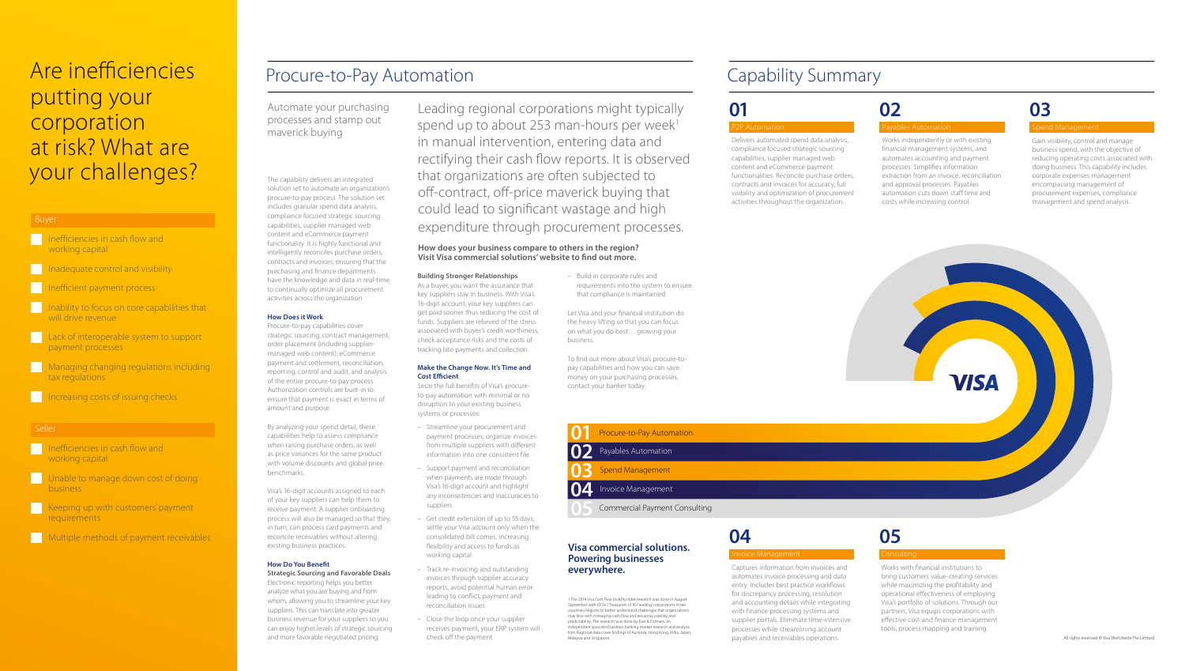# Are inefficiencies putting your corporation at risk? What are your challenges?

**Buyer**

- Inefficiencies in cash flow and working capital
- Inadequate control and visibility
- Inefficient payment process
- Inability to focus on core capabilities that will drive revenue
- Lack of interoperable system to support payment processes
- Managing changing regulations including tax regulations
- Increasing costs of issuing checks

**Seller**

- Inefficiencies in cash flow and working capital
- Unable to manage down cost of doing business
- Keeping up with customers' payment requirements
- Multiple methods of payment receivables

# Procure-to-Pay Automation

Automate your purchasing processes and stamp out maverick buying

Leading regional corporations might typically spend up to about 253 man-hours per week[1] in manual intervention, entering data and rectifying their cash flow reports. It is observed that organizations are often subjected to off-contract, off-price maverick buying that could lead to significant wastage and high expenditure through procurement processes.

**How does your business compare to others in the region? Visit Visa commercial solutions' website to find out more.**

The capability delivers an integrated solution set to automate an organization's procure-to-pay process. The solution set includes granular spend data analysis, compliance focused strategic sourcing capabilities, supplier managed web content and eCommerce payment functionality. It is highly functional and intelligently reconciles purchase orders, contracts and invoices, ensuring that the purchasing and finance departments have the knowledge and data in real-time to continually optimize all procurement activities across the organization.

### How Does it Work

Procure-to-pay capabilities cover strategic sourcing, contract management, order placement (including supplier-managed web content); eCommerce payment and settlement, reconciliation, reporting, control and audit, and analysis of the entire procure-to-pay process. Authorization controls are built-in to ensure that payment is exact in terms of amount and purpose.

By analyzing your spend detail, these capabilities help to assess compliance when raising purchase orders, as well as price variances for the same product with volume discounts and global price benchmarks.

Visa's 16-digit accounts assigned to each of your key suppliers can help them to receive payment. A supplier onboarding process will also be managed so that they, in turn, can process card payments and reconcile receivables without altering existing business practices.

### How Do You Benefit

**Strategic Sourcing and Favorable Deals**
Electronic reporting helps you better analyze what you are buying and from whom, allowing you to streamline your key suppliers. This can translate into greater business revenue for your suppliers so you can enjoy higher levels of strategic sourcing and more favorable negotiated pricing.

**Building Stronger Relationships**
As a buyer, you want the assurance that key suppliers stay in business. With Visa's 16-digit account, your key suppliers can get paid sooner thus reducing the cost of funds. Suppliers are relieved of the stress associated with buyer's credit worthiness, check acceptance risks and the costs of tracking late payments and collection.

**Make the Change Now. It's Time and Cost Efficient**
Seize the full benefits of Visa's procure-to-pay automation with minimal or no disruption to your existing business systems or processes:

- Streamline your procurement and payment processes; organize invoices from multiple suppliers with different information into one consistent file
- Support payment and reconciliation when payments are made through Visa's 16-digit account and highlight any inconsistencies and inaccuracies to suppliers
- Get credit extension of up to 55 days; settle your Visa account only when the consolidated bill comes, increasing flexibility and access to funds as working capital
- Track re-invoicing and outstanding invoices through supplier accuracy reports; avoid potential human error leading to conflict, payment and reconciliation issues
- Close the loop once your supplier receives payment; your ERP system will check off the payment
- Build in corporate rules and requirements into the system to ensure that compliance is maintained

Let Visa and your financial institution do the heavy lifting so that you can focus on what you do best… growing your business.

To find out more about Visa's procure-to-pay capabilities and how you can save money on your purchasing processes, contact your banker today.

**Visa commercial solutions. Powering businesses everywhere.**

[1] The 2014 *Visa Cash Flow Visibility Index* research was done in August-September with CFOs / Treasurers of 811 leading corporations in ten countries/regions to better understand challenges that organizations may face with managing cash flow and ensuring visibility and predictability. The research was done by East & Partners, an independent specialist business banking market research and analysis firm. Regional data cover findings of Australia, Hong Kong, India, Japan, Malaysia and Singapore.

# Capability Summary

## 01 P2P Automation

Delivers automated spend data analysis, compliance focused strategic sourcing capabilities, supplier managed web content and eCommerce payment functionalities. Reconcile purchase orders, contracts and invoices for accuracy, full visibility and optimization of procurement activities throughout the organization.

## 02 Payables Automation

Works independently or with existing financial management systems, and automates accounting and payment processes. Simplifies information extraction from an invoice, reconciliation and approval processes. Payables automation cuts down staff time and costs while increasing control.

## 03 Spend Management

Gain visibility, control and manage business spend, with the objective of reducing operating costs associated with doing business. This capability includes corporate expenses management encompassing management of procurement expenses, compliance management and spend analysis.

01 Procure-to-Pay Automation
02 Payables Automation
03 Spend Management
04 Invoice Management
05 Commercial Payment Consulting

VISA

## 04 Invoice Management

Captures information from invoices and automates invoice processing and data entry. Includes best practice workflows for discrepancy processing, resolution and accounting details while integrating with finance processing systems and supplier portals. Eliminate time-intensive processes while streamlining account payables and receivables operations.

## 05 Consulting

Works with financial institutions to bring customers value-creating services while maximizing the profitability and operational effectiveness of employing Visa's portfolio of solutions. Through our partners, Visa equips corporations with effective cost and finance management tools, process mapping and training.

All rights reserved © Visa Worldwide Pte Limited